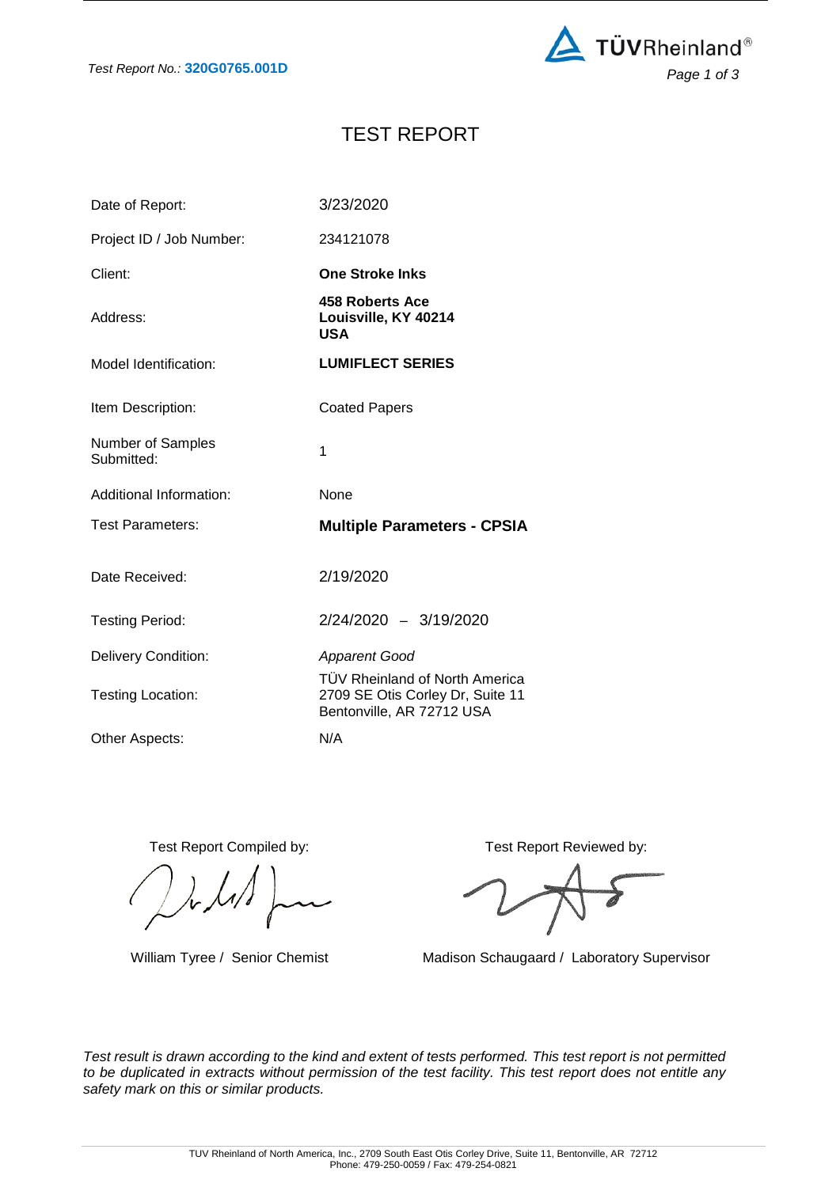Test Report No.: **320G0765.001D**

# TEST REPORT

| | |
|---|---|
| Date of Report: | 3/23/2020 |
| Project ID / Job Number: | 234121078 |
| Client: | **One Stroke Inks** |
| Address: | **458 Roberts Ace**<br>**Louisville, KY 40214**<br>**USA** |
| Model Identification: | **LUMIFLECT SERIES** |
| Item Description: | Coated Papers |
| Number of Samples Submitted: | 1 |
| Additional Information: | None |
| Test Parameters: | **Multiple Parameters - CPSIA** |
| Date Received: | 2/19/2020 |
| Testing Period: | 2/24/2020 – 3/19/2020 |
| Delivery Condition: | *Apparent Good* |
| Testing Location: | TÜV Rheinland of North America<br>2709 SE Otis Corley Dr, Suite 11<br>Bentonville, AR 72712 USA |
| Other Aspects: | N/A |

Test Report Compiled by:

William Tyree / Senior Chemist

Test Report Reviewed by:

Madison Schaugaard / Laboratory Supervisor

*Test result is drawn according to the kind and extent of tests performed. This test report is not permitted to be duplicated in extracts without permission of the test facility. This test report does not entitle any safety mark on this or similar products.*

TUV Rheinland of North America, Inc., 2709 South East Otis Corley Drive, Suite 11, Bentonville, AR 72712
Phone: 479-250-0059 / Fax: 479-254-0821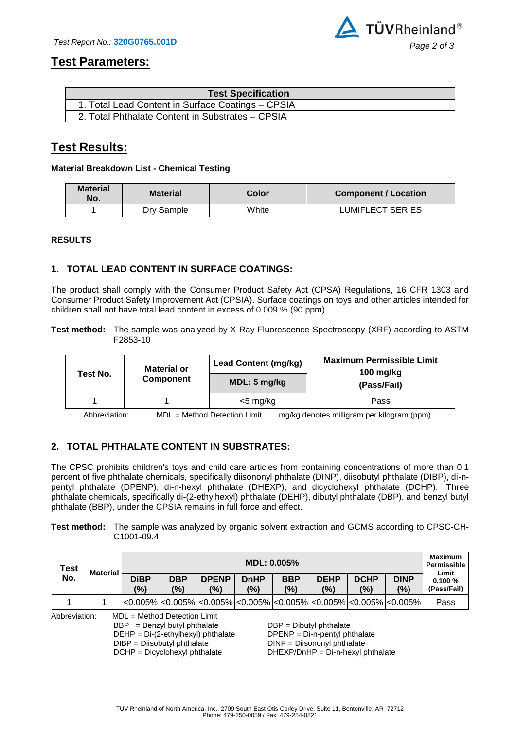Test Report No.: **320G0765.001D**

## Test Parameters:

| Test Specification |
|---|
| 1. Total Lead Content in Surface Coatings – CPSIA |
| 2. Total Phthalate Content in Substrates – CPSIA |

## Test Results:

**Material Breakdown List - Chemical Testing**

| Material No. | Material | Color | Component / Location |
|---|---|---|---|
| 1 | Dry Sample | White | LUMIFLECT SERIES |

**RESULTS**

### 1. TOTAL LEAD CONTENT IN SURFACE COATINGS:

The product shall comply with the Consumer Product Safety Act (CPSA) Regulations, 16 CFR 1303 and Consumer Product Safety Improvement Act (CPSIA). Surface coatings on toys and other articles intended for children shall not have total lead content in excess of 0.009 % (90 ppm).

**Test method:** The sample was analyzed by X-Ray Fluorescence Spectroscopy (XRF) according to ASTM F2853-10

| Test No. | Material or Component | Lead Content (mg/kg) | Maximum Permissible Limit 100 mg/kg (Pass/Fail) |
|---|---|---|---|
| | | MDL: 5 mg/kg | |
| 1 | 1 | <5 mg/kg | Pass |

Abbreviation: MDL = Method Detection Limit mg/kg denotes milligram per kilogram (ppm)

### 2. TOTAL PHTHALATE CONTENT IN SUBSTRATES:

The CPSC prohibits children's toys and child care articles from containing concentrations of more than 0.1 percent of five phthalate chemicals, specifically diisononyl phthalate (DINP), diisobutyl phthalate (DIBP), di-n-pentyl phthalate (DPENP), di-n-hexyl phthalate (DHEXP), and dicyclohexyl phthalate (DCHP). Three phthalate chemicals, specifically di-(2-ethylhexyl) phthalate (DEHP), dibutyl phthalate (DBP), and benzyl butyl phthalate (BBP), under the CPSIA remains in full force and effect.

**Test method:** The sample was analyzed by organic solvent extraction and GCMS according to CPSC-CH-C1001-09.4

| Test No. | Material | MDL: 0.005% | | | | | | | | Maximum Permissible Limit 0.100 % (Pass/Fail) |
|---|---|---|---|---|---|---|---|---|---|---|
| | | DiBP (%) | DBP (%) | DPENP (%) | DnHP (%) | BBP (%) | DEHP (%) | DCHP (%) | DINP (%) | |
| 1 | 1 | <0.005% | <0.005% | <0.005% | <0.005% | <0.005% | <0.005% | <0.005% | <0.005% | Pass |

Abbreviation: MDL = Method Detection Limit
BBP = Benzyl butyl phthalate
DBP = Dibutyl phthalate
DEHP = Di-(2-ethylhexyl) phthalate
DPENP = Di-n-pentyl phthalate
DIBP = Diisobutyl phthalate
DINP = Diisononyl phthalate
DCHP = Dicyclohexyl phthalate
DHEXP/DnHP = Di-n-hexyl phthalate

TUV Rheinland of North America, Inc., 2709 South East Otis Corley Drive, Suite 11, Bentonville, AR 72712
Phone: 479-250-0059 / Fax: 479-254-0821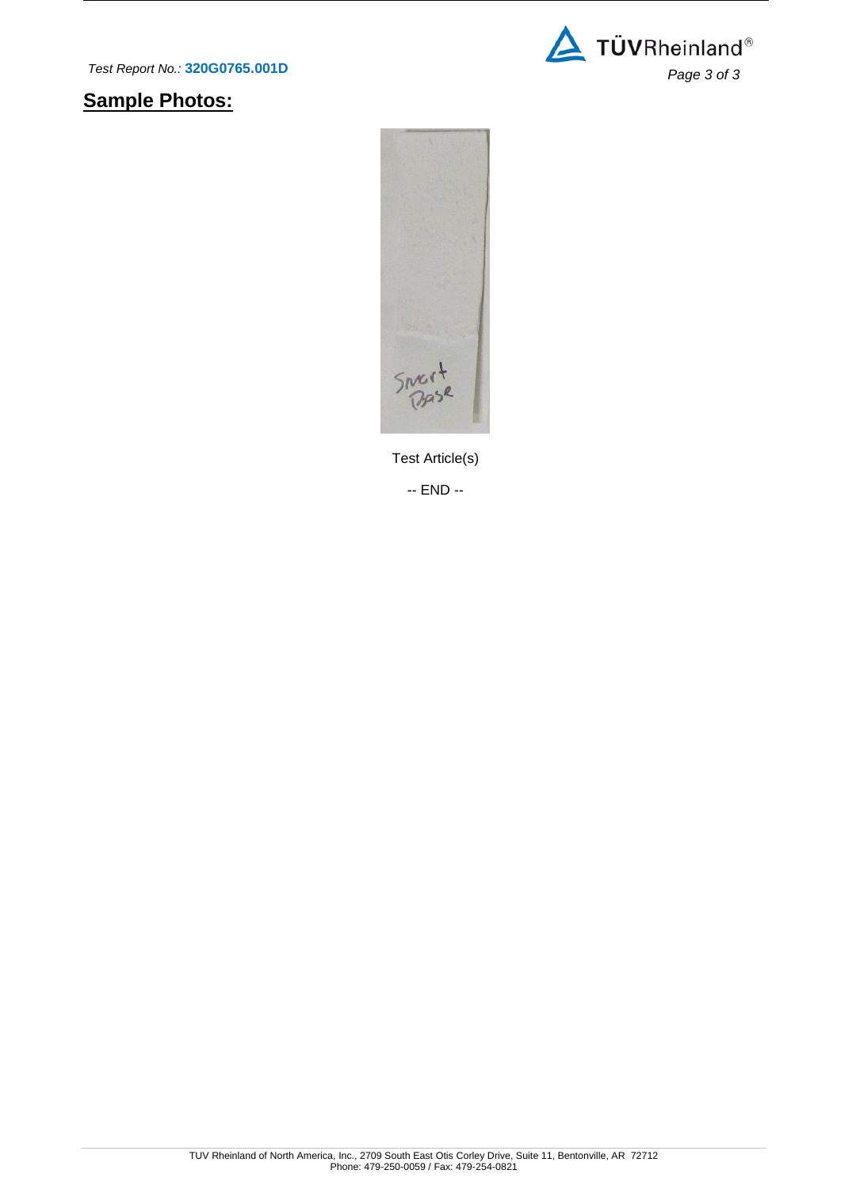## Sample Photos:

Test Article(s)

-- END --